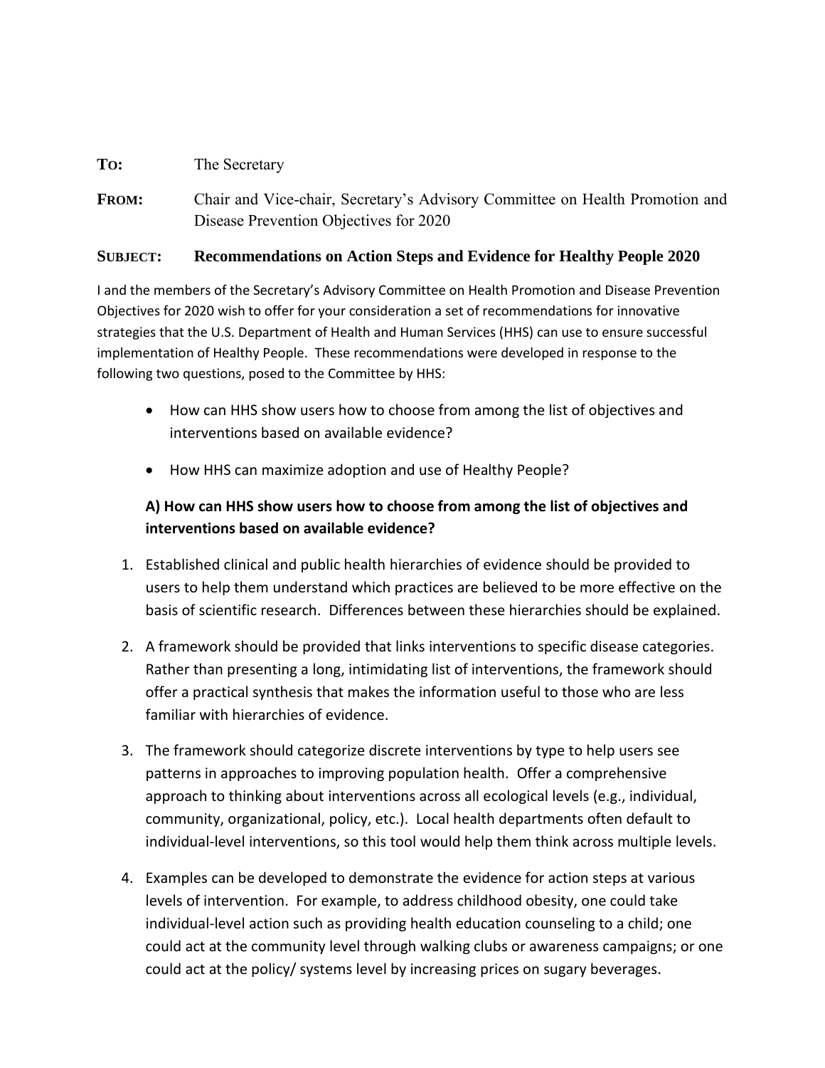**TO:** The Secretary

**FROM:** Chair and Vice-chair, Secretary's Advisory Committee on Health Promotion and Disease Prevention Objectives for 2020

**SUBJECT:** **Recommendations on Action Steps and Evidence for Healthy People 2020**

I and the members of the Secretary's Advisory Committee on Health Promotion and Disease Prevention Objectives for 2020 wish to offer for your consideration a set of recommendations for innovative strategies that the U.S. Department of Health and Human Services (HHS) can use to ensure successful implementation of Healthy People. These recommendations were developed in response to the following two questions, posed to the Committee by HHS:

- How can HHS show users how to choose from among the list of objectives and interventions based on available evidence?
- How HHS can maximize adoption and use of Healthy People?

### A) How can HHS show users how to choose from among the list of objectives and interventions based on available evidence?

1. Established clinical and public health hierarchies of evidence should be provided to users to help them understand which practices are believed to be more effective on the basis of scientific research. Differences between these hierarchies should be explained.
2. A framework should be provided that links interventions to specific disease categories. Rather than presenting a long, intimidating list of interventions, the framework should offer a practical synthesis that makes the information useful to those who are less familiar with hierarchies of evidence.
3. The framework should categorize discrete interventions by type to help users see patterns in approaches to improving population health. Offer a comprehensive approach to thinking about interventions across all ecological levels (e.g., individual, community, organizational, policy, etc.). Local health departments often default to individual-level interventions, so this tool would help them think across multiple levels.
4. Examples can be developed to demonstrate the evidence for action steps at various levels of intervention. For example, to address childhood obesity, one could take individual-level action such as providing health education counseling to a child; one could act at the community level through walking clubs or awareness campaigns; or one could act at the policy/ systems level by increasing prices on sugary beverages.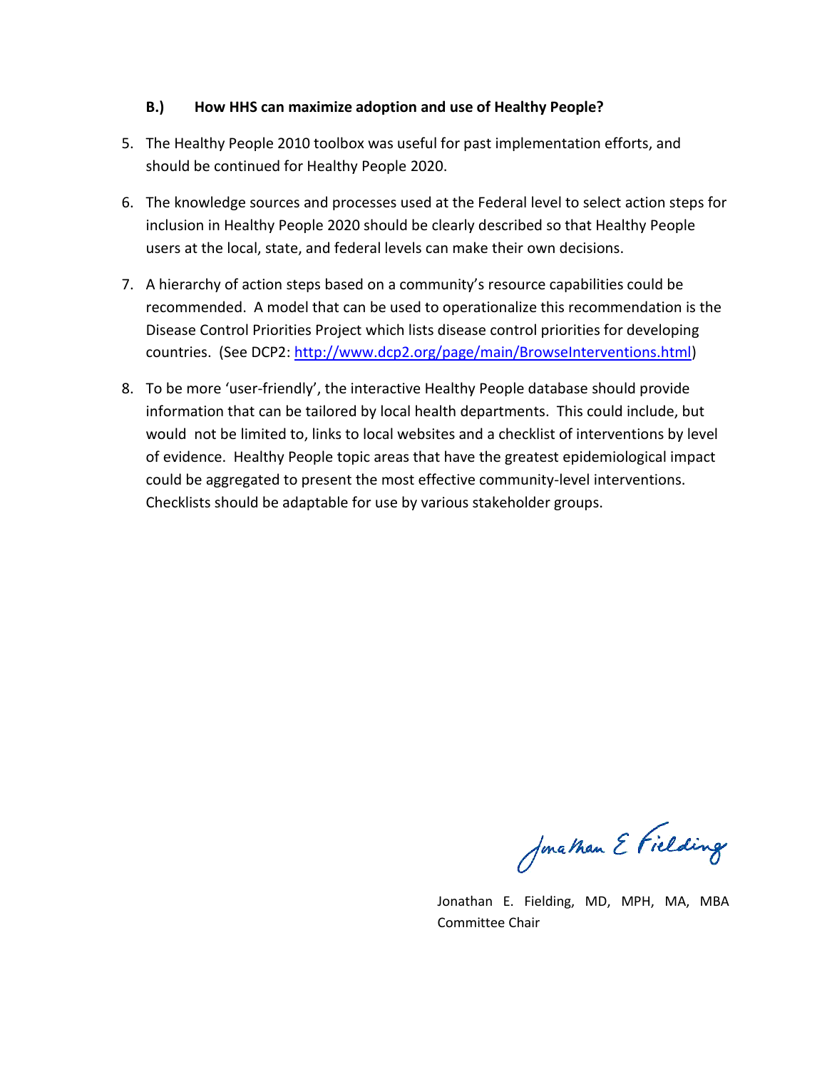**B.) How HHS can maximize adoption and use of Healthy People?**

5. The Healthy People 2010 toolbox was useful for past implementation efforts, and should be continued for Healthy People 2020.

6. The knowledge sources and processes used at the Federal level to select action steps for inclusion in Healthy People 2020 should be clearly described so that Healthy People users at the local, state, and federal levels can make their own decisions.

7. A hierarchy of action steps based on a community's resource capabilities could be recommended. A model that can be used to operationalize this recommendation is the Disease Control Priorities Project which lists disease control priorities for developing countries. (See DCP2: http://www.dcp2.org/page/main/BrowseInterventions.html)

8. To be more 'user-friendly', the interactive Healthy People database should provide information that can be tailored by local health departments. This could include, but would not be limited to, links to local websites and a checklist of interventions by level of evidence. Healthy People topic areas that have the greatest epidemiological impact could be aggregated to present the most effective community-level interventions. Checklists should be adaptable for use by various stakeholder groups.

Jonathan E. Fielding

Jonathan E. Fielding, MD, MPH, MA, MBA
Committee Chair